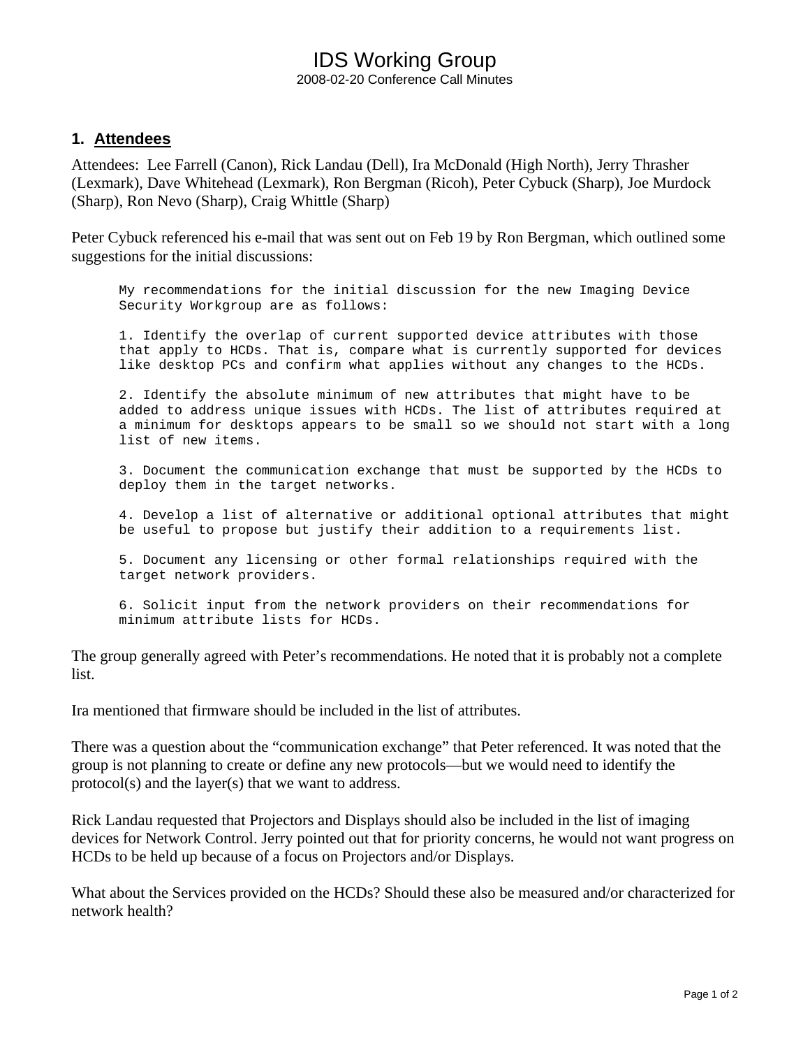# IDS Working Group

2008-02-20 Conference Call Minutes

## 1. Attendees

Attendees: Lee Farrell (Canon), Rick Landau (Dell), Ira McDonald (High North), Jerry Thrasher (Lexmark), Dave Whitehead (Lexmark), Ron Bergman (Ricoh), Peter Cybuck (Sharp), Joe Murdock (Sharp), Ron Nevo (Sharp), Craig Whittle (Sharp)

Peter Cybuck referenced his e-mail that was sent out on Feb 19 by Ron Bergman, which outlined some suggestions for the initial discussions:

```
My recommendations for the initial discussion for the new Imaging Device
Security Workgroup are as follows:

1. Identify the overlap of current supported device attributes with those
that apply to HCDs. That is, compare what is currently supported for devices
like desktop PCs and confirm what applies without any changes to the HCDs.

2. Identify the absolute minimum of new attributes that might have to be
added to address unique issues with HCDs. The list of attributes required at
a minimum for desktops appears to be small so we should not start with a long
list of new items.

3. Document the communication exchange that must be supported by the HCDs to
deploy them in the target networks.

4. Develop a list of alternative or additional optional attributes that might
be useful to propose but justify their addition to a requirements list.

5. Document any licensing or other formal relationships required with the
target network providers.

6. Solicit input from the network providers on their recommendations for
minimum attribute lists for HCDs.
```

The group generally agreed with Peter's recommendations. He noted that it is probably not a complete list.

Ira mentioned that firmware should be included in the list of attributes.

There was a question about the "communication exchange" that Peter referenced. It was noted that the group is not planning to create or define any new protocols—but we would need to identify the protocol(s) and the layer(s) that we want to address.

Rick Landau requested that Projectors and Displays should also be included in the list of imaging devices for Network Control. Jerry pointed out that for priority concerns, he would not want progress on HCDs to be held up because of a focus on Projectors and/or Displays.

What about the Services provided on the HCDs? Should these also be measured and/or characterized for network health?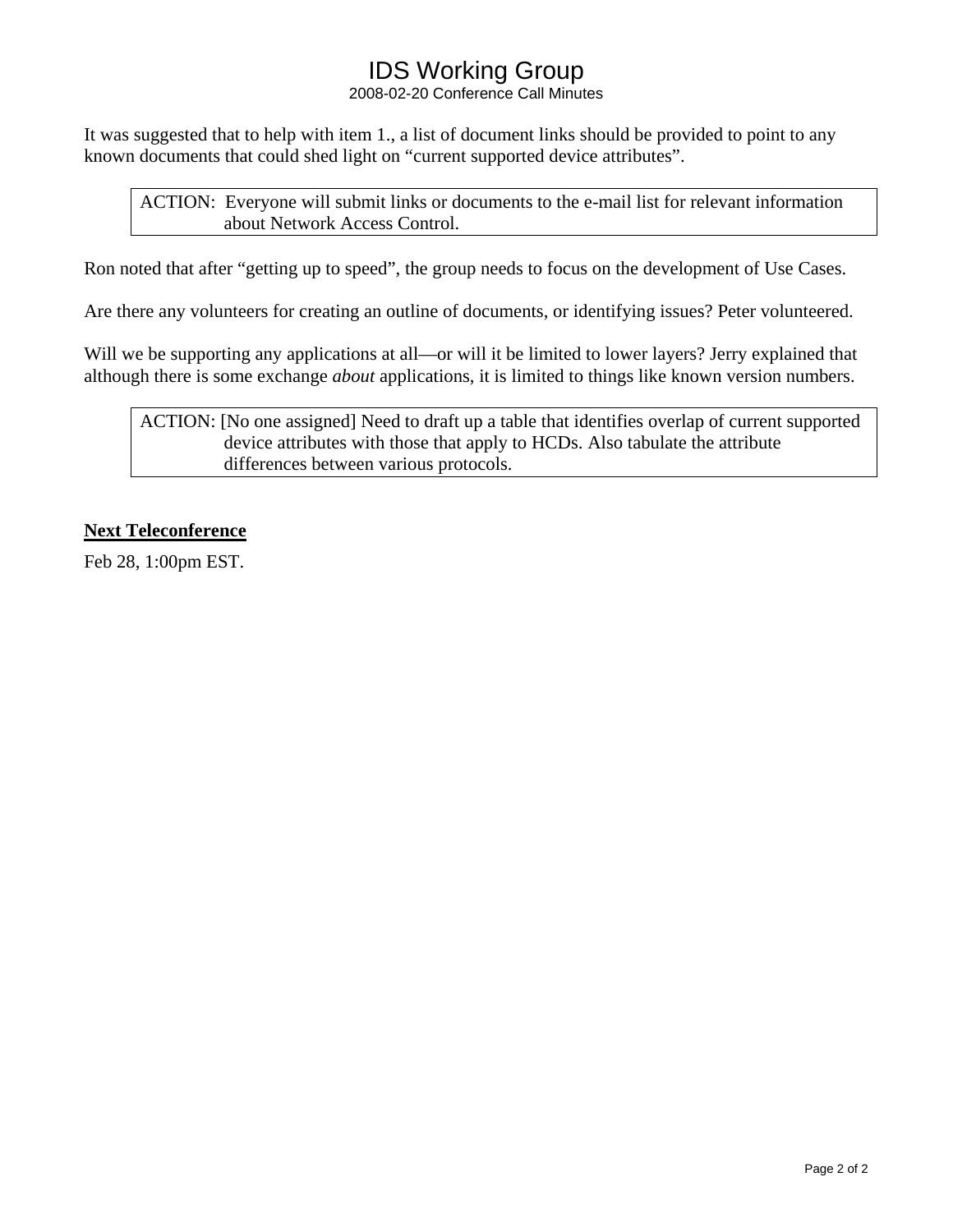It was suggested that to help with item 1., a list of document links should be provided to point to any known documents that could shed light on "current supported device attributes".

> ACTION: Everyone will submit links or documents to the e-mail list for relevant information about Network Access Control.

Ron noted that after "getting up to speed", the group needs to focus on the development of Use Cases.

Are there any volunteers for creating an outline of documents, or identifying issues? Peter volunteered.

Will we be supporting any applications at all—or will it be limited to lower layers? Jerry explained that although there is some exchange *about* applications, it is limited to things like known version numbers.

> ACTION: [No one assigned] Need to draft up a table that identifies overlap of current supported device attributes with those that apply to HCDs. Also tabulate the attribute differences between various protocols.

## Next Teleconference

Feb 28, 1:00pm EST.